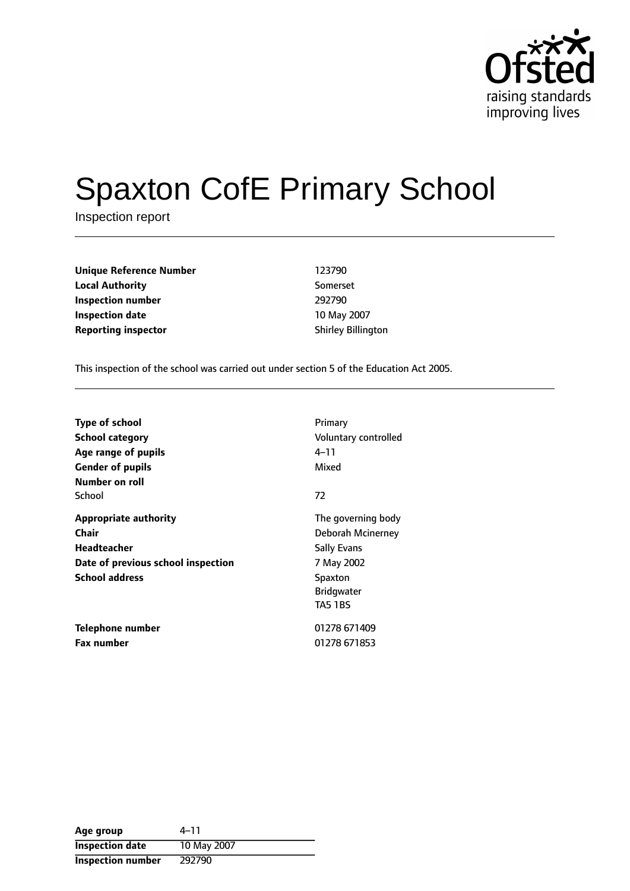Ofsted
raising standards
improving lives

# Spaxton CofE Primary School

Inspection report

| | |
|---|---|
| **Unique Reference Number** | 123790 |
| **Local Authority** | Somerset |
| **Inspection number** | 292790 |
| **Inspection date** | 10 May 2007 |
| **Reporting inspector** | Shirley Billington |

This inspection of the school was carried out under section 5 of the Education Act 2005.

| | |
|---|---|
| **Type of school** | Primary |
| **School category** | Voluntary controlled |
| **Age range of pupils** | 4–11 |
| **Gender of pupils** | Mixed |
| **Number on roll** | |
| School | 72 |
| **Appropriate authority** | The governing body |
| **Chair** | Deborah Mcinerney |
| **Headteacher** | Sally Evans |
| **Date of previous school inspection** | 7 May 2002 |
| **School address** | Spaxton<br>Bridgwater<br>TA5 1BS |
| **Telephone number** | 01278 671409 |
| **Fax number** | 01278 671853 |

| | |
|---|---|
| **Age group** | 4–11 |
| **Inspection date** | 10 May 2007 |
| **Inspection number** | 292790 |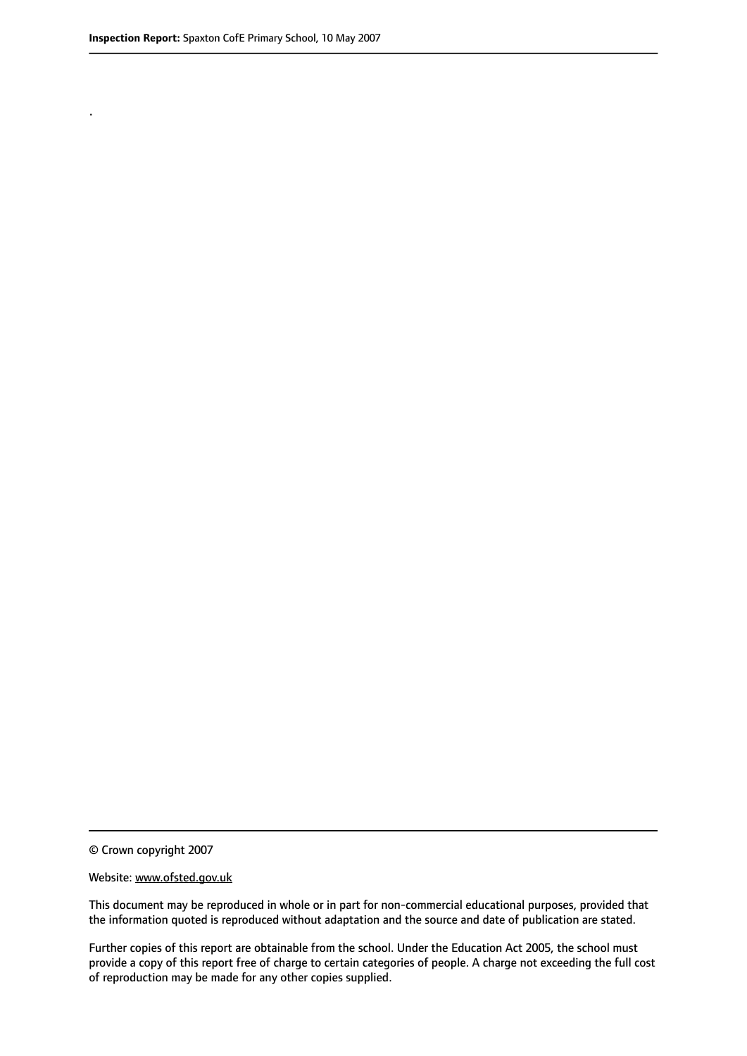.

© Crown copyright 2007

Website: www.ofsted.gov.uk

This document may be reproduced in whole or in part for non-commercial educational purposes, provided that the information quoted is reproduced without adaptation and the source and date of publication are stated.

Further copies of this report are obtainable from the school. Under the Education Act 2005, the school must provide a copy of this report free of charge to certain categories of people. A charge not exceeding the full cost of reproduction may be made for any other copies supplied.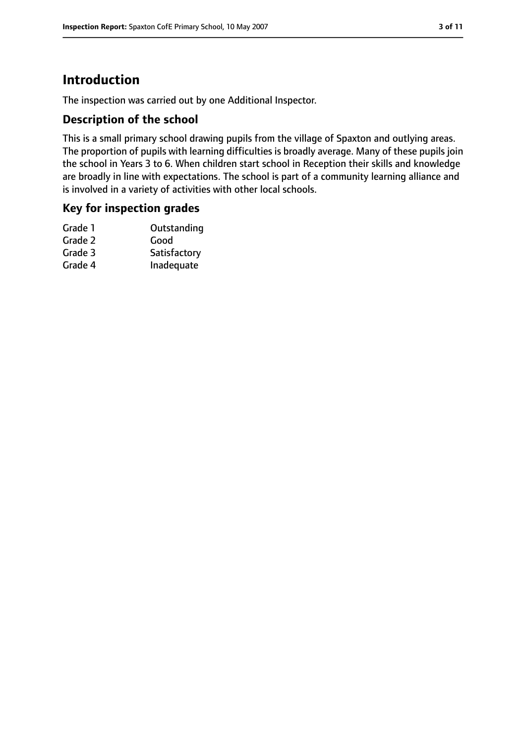# Introduction

The inspection was carried out by one Additional Inspector.

## Description of the school

This is a small primary school drawing pupils from the village of Spaxton and outlying areas. The proportion of pupils with learning difficulties is broadly average. Many of these pupils join the school in Years 3 to 6. When children start school in Reception their skills and knowledge are broadly in line with expectations. The school is part of a community learning alliance and is involved in a variety of activities with other local schools.

## Key for inspection grades

| | |
|---|---|
| Grade 1 | Outstanding |
| Grade 2 | Good |
| Grade 3 | Satisfactory |
| Grade 4 | Inadequate |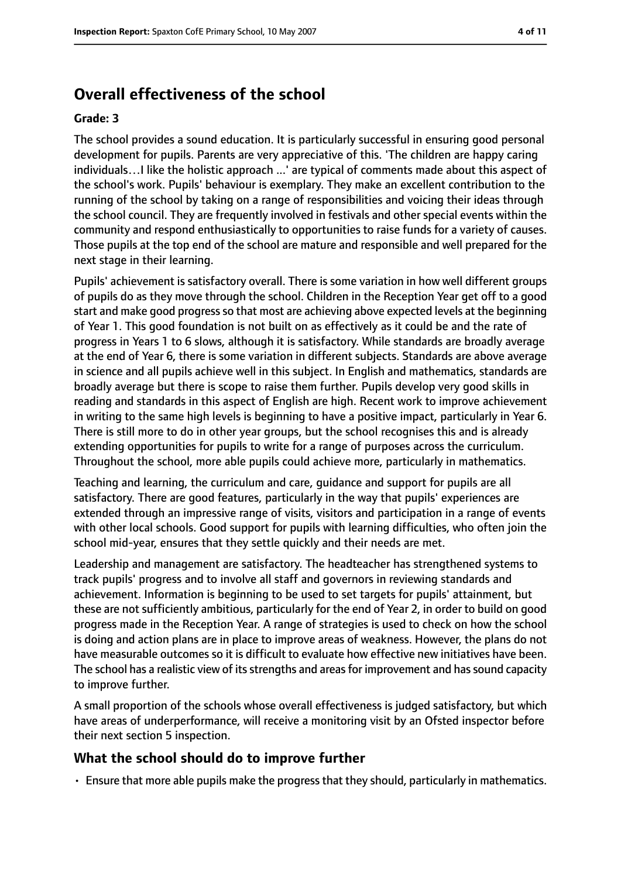## Overall effectiveness of the school

**Grade: 3**

The school provides a sound education. It is particularly successful in ensuring good personal development for pupils. Parents are very appreciative of this. 'The children are happy caring individuals…I like the holistic approach ...' are typical of comments made about this aspect of the school's work. Pupils' behaviour is exemplary. They make an excellent contribution to the running of the school by taking on a range of responsibilities and voicing their ideas through the school council. They are frequently involved in festivals and other special events within the community and respond enthusiastically to opportunities to raise funds for a variety of causes. Those pupils at the top end of the school are mature and responsible and well prepared for the next stage in their learning.

Pupils' achievement is satisfactory overall. There is some variation in how well different groups of pupils do as they move through the school. Children in the Reception Year get off to a good start and make good progress so that most are achieving above expected levels at the beginning of Year 1. This good foundation is not built on as effectively as it could be and the rate of progress in Years 1 to 6 slows, although it is satisfactory. While standards are broadly average at the end of Year 6, there is some variation in different subjects. Standards are above average in science and all pupils achieve well in this subject. In English and mathematics, standards are broadly average but there is scope to raise them further. Pupils develop very good skills in reading and standards in this aspect of English are high. Recent work to improve achievement in writing to the same high levels is beginning to have a positive impact, particularly in Year 6. There is still more to do in other year groups, but the school recognises this and is already extending opportunities for pupils to write for a range of purposes across the curriculum. Throughout the school, more able pupils could achieve more, particularly in mathematics.

Teaching and learning, the curriculum and care, guidance and support for pupils are all satisfactory. There are good features, particularly in the way that pupils' experiences are extended through an impressive range of visits, visitors and participation in a range of events with other local schools. Good support for pupils with learning difficulties, who often join the school mid-year, ensures that they settle quickly and their needs are met.

Leadership and management are satisfactory. The headteacher has strengthened systems to track pupils' progress and to involve all staff and governors in reviewing standards and achievement. Information is beginning to be used to set targets for pupils' attainment, but these are not sufficiently ambitious, particularly for the end of Year 2, in order to build on good progress made in the Reception Year. A range of strategies is used to check on how the school is doing and action plans are in place to improve areas of weakness. However, the plans do not have measurable outcomes so it is difficult to evaluate how effective new initiatives have been. The school has a realistic view of its strengths and areas for improvement and has sound capacity to improve further.

A small proportion of the schools whose overall effectiveness is judged satisfactory, but which have areas of underperformance, will receive a monitoring visit by an Ofsted inspector before their next section 5 inspection.

### What the school should do to improve further

- Ensure that more able pupils make the progress that they should, particularly in mathematics.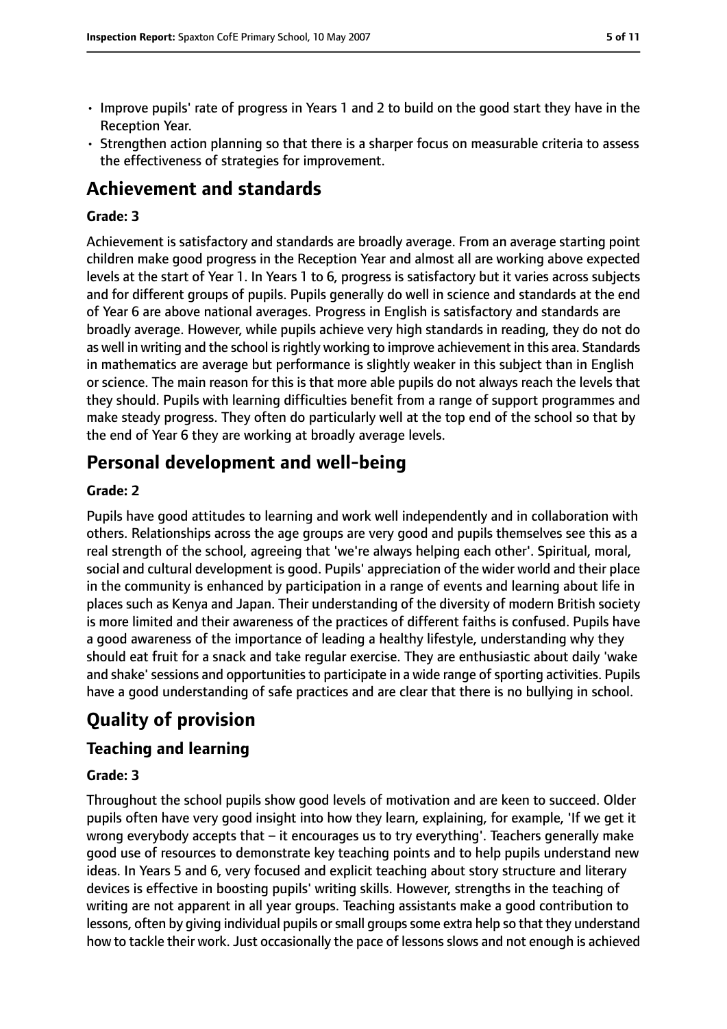- Improve pupils' rate of progress in Years 1 and 2 to build on the good start they have in the Reception Year.
- Strengthen action planning so that there is a sharper focus on measurable criteria to assess the effectiveness of strategies for improvement.

# Achievement and standards

**Grade: 3**

Achievement is satisfactory and standards are broadly average. From an average starting point children make good progress in the Reception Year and almost all are working above expected levels at the start of Year 1. In Years 1 to 6, progress is satisfactory but it varies across subjects and for different groups of pupils. Pupils generally do well in science and standards at the end of Year 6 are above national averages. Progress in English is satisfactory and standards are broadly average. However, while pupils achieve very high standards in reading, they do not do as well in writing and the school is rightly working to improve achievement in this area. Standards in mathematics are average but performance is slightly weaker in this subject than in English or science. The main reason for this is that more able pupils do not always reach the levels that they should. Pupils with learning difficulties benefit from a range of support programmes and make steady progress. They often do particularly well at the top end of the school so that by the end of Year 6 they are working at broadly average levels.

# Personal development and well-being

**Grade: 2**

Pupils have good attitudes to learning and work well independently and in collaboration with others. Relationships across the age groups are very good and pupils themselves see this as a real strength of the school, agreeing that 'we're always helping each other'. Spiritual, moral, social and cultural development is good. Pupils' appreciation of the wider world and their place in the community is enhanced by participation in a range of events and learning about life in places such as Kenya and Japan. Their understanding of the diversity of modern British society is more limited and their awareness of the practices of different faiths is confused. Pupils have a good awareness of the importance of leading a healthy lifestyle, understanding why they should eat fruit for a snack and take regular exercise. They are enthusiastic about daily 'wake and shake' sessions and opportunities to participate in a wide range of sporting activities. Pupils have a good understanding of safe practices and are clear that there is no bullying in school.

# Quality of provision

## Teaching and learning

**Grade: 3**

Throughout the school pupils show good levels of motivation and are keen to succeed. Older pupils often have very good insight into how they learn, explaining, for example, 'If we get it wrong everybody accepts that – it encourages us to try everything'. Teachers generally make good use of resources to demonstrate key teaching points and to help pupils understand new ideas. In Years 5 and 6, very focused and explicit teaching about story structure and literary devices is effective in boosting pupils' writing skills. However, strengths in the teaching of writing are not apparent in all year groups. Teaching assistants make a good contribution to lessons, often by giving individual pupils or small groups some extra help so that they understand how to tackle their work. Just occasionally the pace of lessons slows and not enough is achieved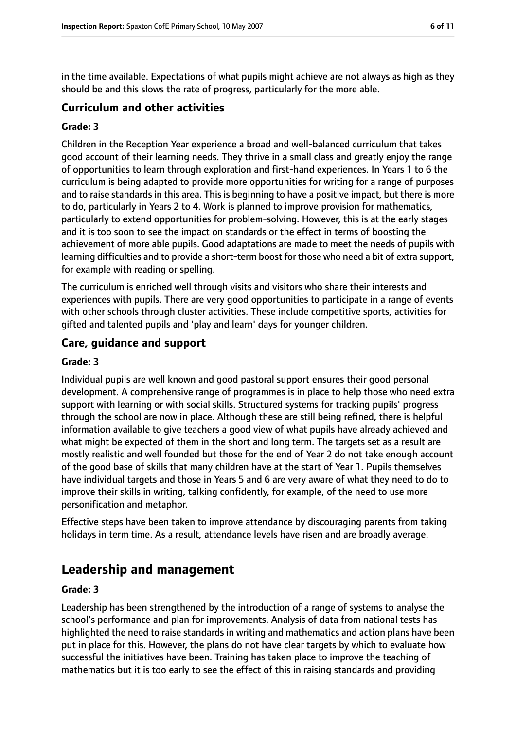in the time available. Expectations of what pupils might achieve are not always as high as they should be and this slows the rate of progress, particularly for the more able.

### Curriculum and other activities

#### Grade: 3

Children in the Reception Year experience a broad and well-balanced curriculum that takes good account of their learning needs. They thrive in a small class and greatly enjoy the range of opportunities to learn through exploration and first-hand experiences. In Years 1 to 6 the curriculum is being adapted to provide more opportunities for writing for a range of purposes and to raise standards in this area. This is beginning to have a positive impact, but there is more to do, particularly in Years 2 to 4. Work is planned to improve provision for mathematics, particularly to extend opportunities for problem-solving. However, this is at the early stages and it is too soon to see the impact on standards or the effect in terms of boosting the achievement of more able pupils. Good adaptations are made to meet the needs of pupils with learning difficulties and to provide a short-term boost for those who need a bit of extra support, for example with reading or spelling.

The curriculum is enriched well through visits and visitors who share their interests and experiences with pupils. There are very good opportunities to participate in a range of events with other schools through cluster activities. These include competitive sports, activities for gifted and talented pupils and 'play and learn' days for younger children.

### Care, guidance and support

#### Grade: 3

Individual pupils are well known and good pastoral support ensures their good personal development. A comprehensive range of programmes is in place to help those who need extra support with learning or with social skills. Structured systems for tracking pupils' progress through the school are now in place. Although these are still being refined, there is helpful information available to give teachers a good view of what pupils have already achieved and what might be expected of them in the short and long term. The targets set as a result are mostly realistic and well founded but those for the end of Year 2 do not take enough account of the good base of skills that many children have at the start of Year 1. Pupils themselves have individual targets and those in Years 5 and 6 are very aware of what they need to do to improve their skills in writing, talking confidently, for example, of the need to use more personification and metaphor.

Effective steps have been taken to improve attendance by discouraging parents from taking holidays in term time. As a result, attendance levels have risen and are broadly average.

## Leadership and management

#### Grade: 3

Leadership has been strengthened by the introduction of a range of systems to analyse the school's performance and plan for improvements. Analysis of data from national tests has highlighted the need to raise standards in writing and mathematics and action plans have been put in place for this. However, the plans do not have clear targets by which to evaluate how successful the initiatives have been. Training has taken place to improve the teaching of mathematics but it is too early to see the effect of this in raising standards and providing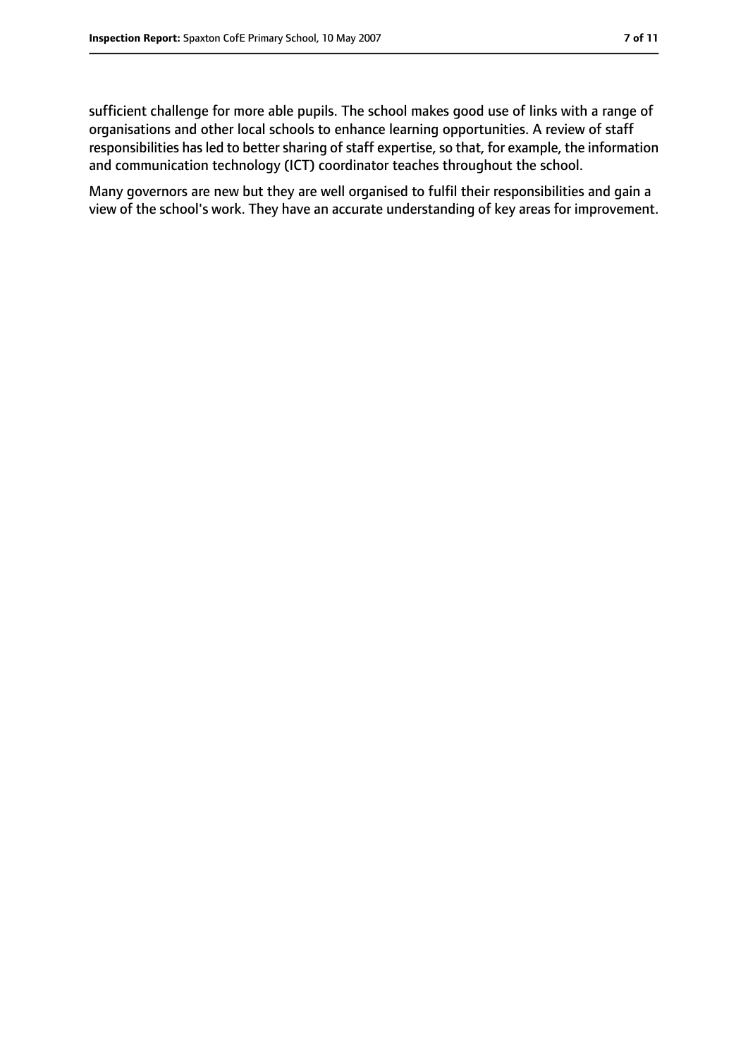sufficient challenge for more able pupils. The school makes good use of links with a range of organisations and other local schools to enhance learning opportunities. A review of staff responsibilities has led to better sharing of staff expertise, so that, for example, the information and communication technology (ICT) coordinator teaches throughout the school.

Many governors are new but they are well organised to fulfil their responsibilities and gain a view of the school's work. They have an accurate understanding of key areas for improvement.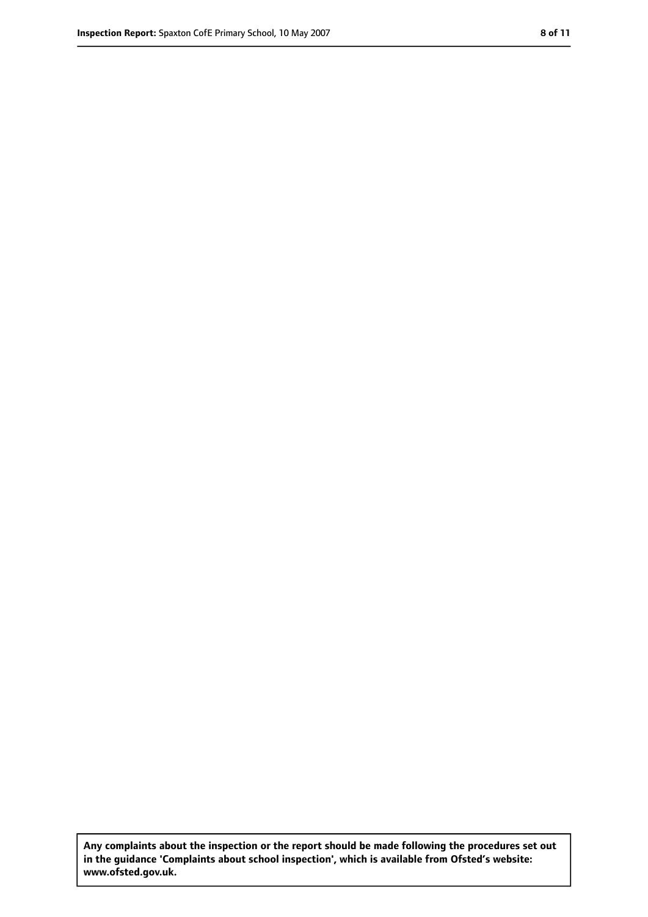**Any complaints about the inspection or the report should be made following the procedures set out in the guidance 'Complaints about school inspection', which is available from Ofsted's website: www.ofsted.gov.uk.**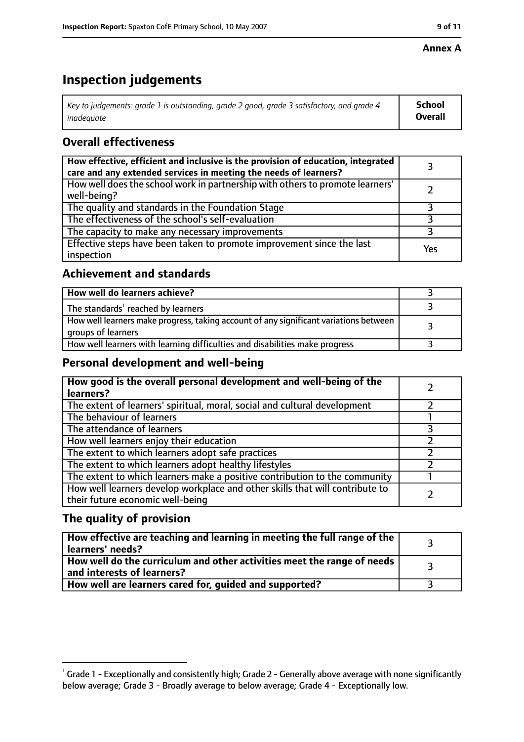**Annex A**

# Inspection judgements

| *Key to judgements: grade 1 is outstanding, grade 2 good, grade 3 satisfactory, and grade 4 inadequate* | **School Overall** |
|---|---|

## Overall effectiveness

| | |
|---|---|
| **How effective, efficient and inclusive is the provision of education, integrated care and any extended services in meeting the needs of learners?** | 3 |
| How well does the school work in partnership with others to promote learners' well-being? | 2 |
| The quality and standards in the Foundation Stage | 3 |
| The effectiveness of the school's self-evaluation | 3 |
| The capacity to make any necessary improvements | 3 |
| Effective steps have been taken to promote improvement since the last inspection | Yes |

## Achievement and standards

| | |
|---|---|
| **How well do learners achieve?** | 3 |
| The standards[1] reached by learners | 3 |
| How well learners make progress, taking account of any significant variations between groups of learners | 3 |
| How well learners with learning difficulties and disabilities make progress | 3 |

## Personal development and well-being

| | |
|---|---|
| **How good is the overall personal development and well-being of the learners?** | 2 |
| The extent of learners' spiritual, moral, social and cultural development | 2 |
| The behaviour of learners | 1 |
| The attendance of learners | 3 |
| How well learners enjoy their education | 2 |
| The extent to which learners adopt safe practices | 2 |
| The extent to which learners adopt healthy lifestyles | 2 |
| The extent to which learners make a positive contribution to the community | 1 |
| How well learners develop workplace and other skills that will contribute to their future economic well-being | 2 |

## The quality of provision

| | |
|---|---|
| **How effective are teaching and learning in meeting the full range of the learners' needs?** | 3 |
| **How well do the curriculum and other activities meet the range of needs and interests of learners?** | 3 |
| **How well are learners cared for, guided and supported?** | 3 |

[1] Grade 1 - Exceptionally and consistently high; Grade 2 - Generally above average with none significantly below average; Grade 3 - Broadly average to below average; Grade 4 - Exceptionally low.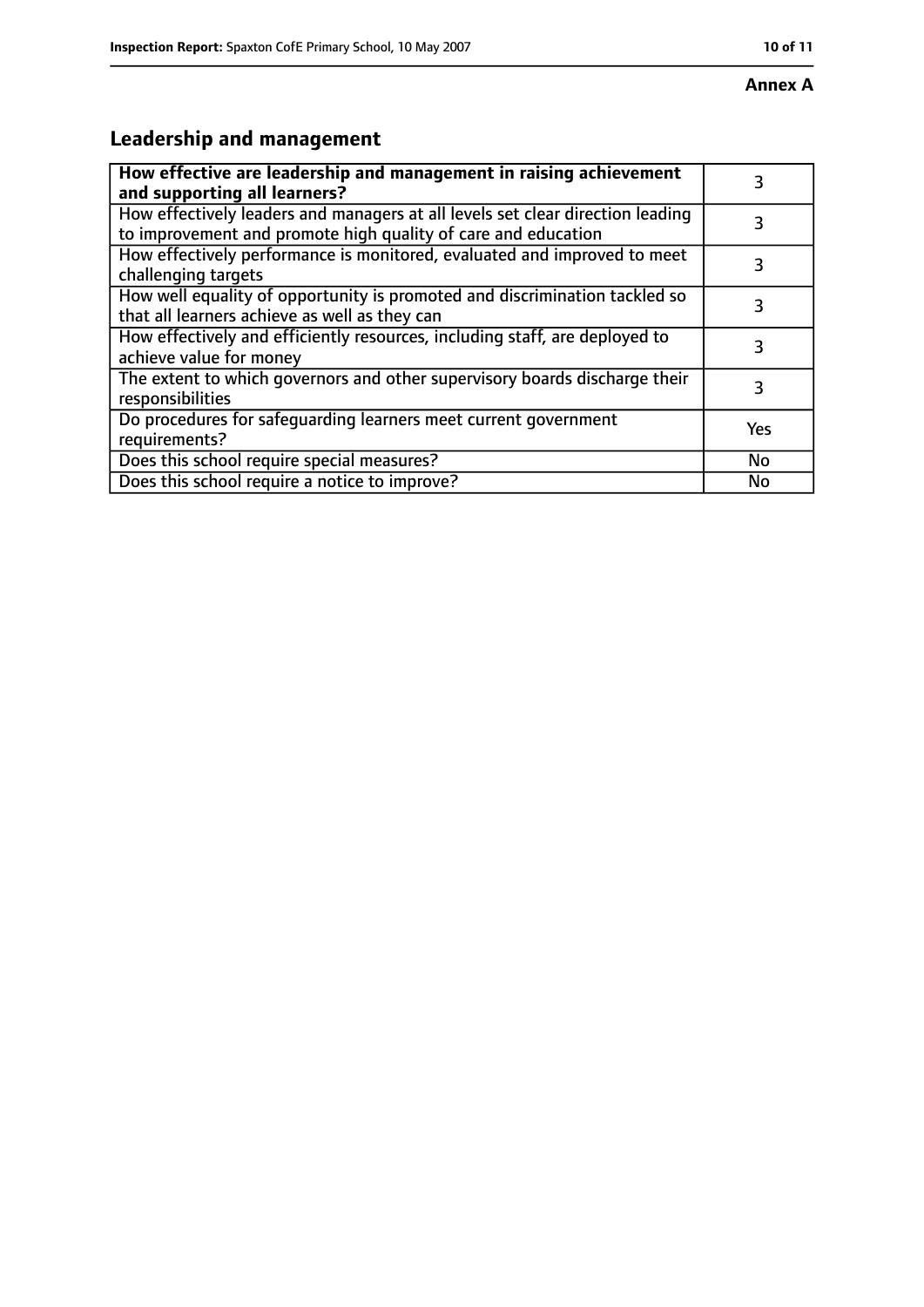**Annex A**

## Leadership and management

| How effective are leadership and management in raising achievement and supporting all learners? | 3 |
|---|---|
| How effectively leaders and managers at all levels set clear direction leading to improvement and promote high quality of care and education | 3 |
| How effectively performance is monitored, evaluated and improved to meet challenging targets | 3 |
| How well equality of opportunity is promoted and discrimination tackled so that all learners achieve as well as they can | 3 |
| How effectively and efficiently resources, including staff, are deployed to achieve value for money | 3 |
| The extent to which governors and other supervisory boards discharge their responsibilities | 3 |
| Do procedures for safeguarding learners meet current government requirements? | Yes |
| Does this school require special measures? | No |
| Does this school require a notice to improve? | No |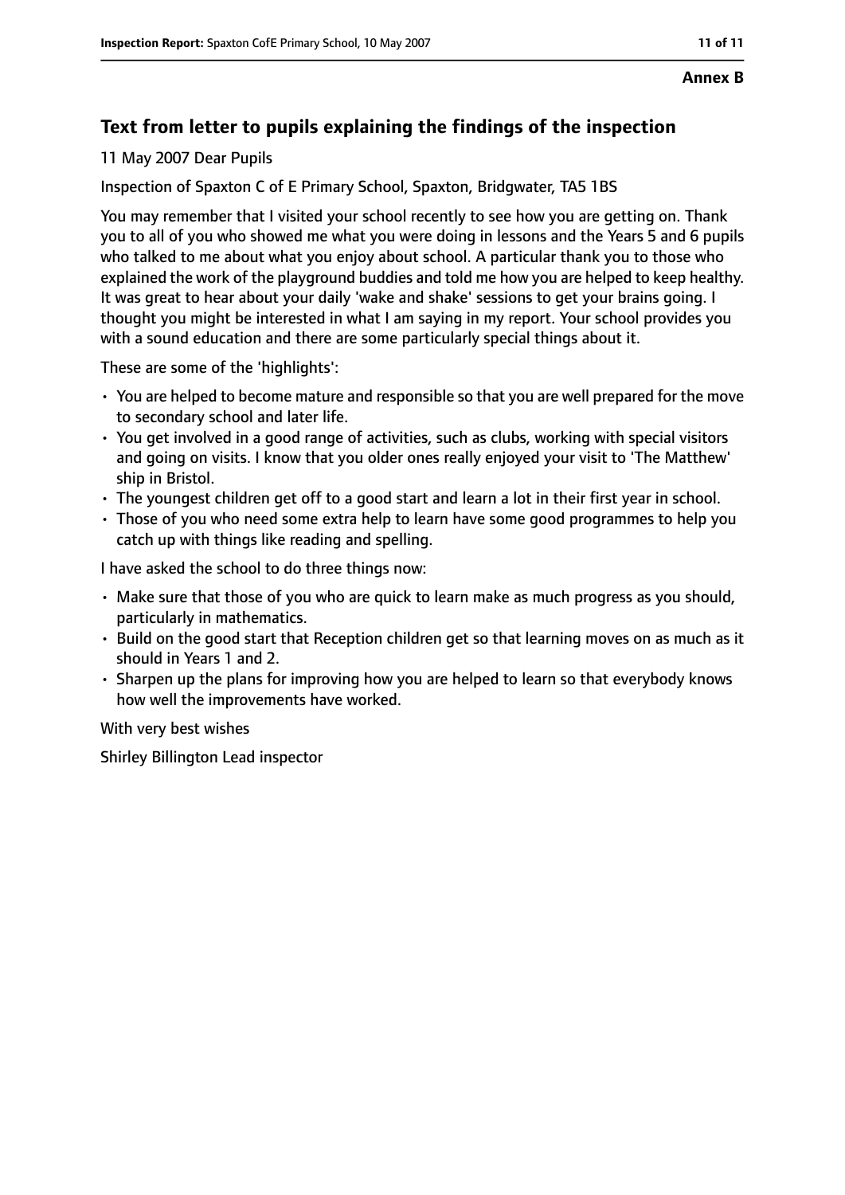**Annex B**

## Text from letter to pupils explaining the findings of the inspection

11 May 2007 Dear Pupils

Inspection of Spaxton C of E Primary School, Spaxton, Bridgwater, TA5 1BS

You may remember that I visited your school recently to see how you are getting on. Thank you to all of you who showed me what you were doing in lessons and the Years 5 and 6 pupils who talked to me about what you enjoy about school. A particular thank you to those who explained the work of the playground buddies and told me how you are helped to keep healthy. It was great to hear about your daily 'wake and shake' sessions to get your brains going. I thought you might be interested in what I am saying in my report. Your school provides you with a sound education and there are some particularly special things about it.

These are some of the 'highlights':

- You are helped to become mature and responsible so that you are well prepared for the move to secondary school and later life.
- You get involved in a good range of activities, such as clubs, working with special visitors and going on visits. I know that you older ones really enjoyed your visit to 'The Matthew' ship in Bristol.
- The youngest children get off to a good start and learn a lot in their first year in school.
- Those of you who need some extra help to learn have some good programmes to help you catch up with things like reading and spelling.

I have asked the school to do three things now:

- Make sure that those of you who are quick to learn make as much progress as you should, particularly in mathematics.
- Build on the good start that Reception children get so that learning moves on as much as it should in Years 1 and 2.
- Sharpen up the plans for improving how you are helped to learn so that everybody knows how well the improvements have worked.

With very best wishes

Shirley Billington Lead inspector